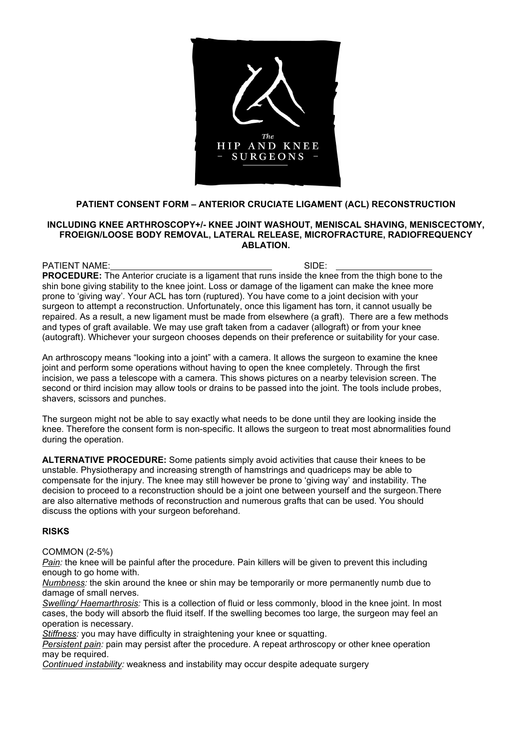# PATIENT CONSENT FORM – ANTERIOR CRUCIATE LIGAMENT (ACL) RECONSTRUCTION

## INCLUDING KNEE ARTHROSCOPY+/- KNEE JOINT WASHOUT, MENISCAL SHAVING, MENISCECTOMY, FROEIGN/LOOSE BODY REMOVAL, LATERAL RELEASE, MICROFRACTURE, RADIOFREQUENCY ABLATION.

PATIENT NAME:________________________________ SIDE: ___________________

**PROCEDURE:** The Anterior cruciate is a ligament that runs inside the knee from the thigh bone to the shin bone giving stability to the knee joint. Loss or damage of the ligament can make the knee more prone to 'giving way'. Your ACL has torn (ruptured). You have come to a joint decision with your surgeon to attempt a reconstruction. Unfortunately, once this ligament has torn, it cannot usually be repaired. As a result, a new ligament must be made from elsewhere (a graft). There are a few methods and types of graft available. We may use graft taken from a cadaver (allograft) or from your knee (autograft). Whichever your surgeon chooses depends on their preference or suitability for your case.

An arthroscopy means "looking into a joint" with a camera. It allows the surgeon to examine the knee joint and perform some operations without having to open the knee completely. Through the first incision, we pass a telescope with a camera. This shows pictures on a nearby television screen. The second or third incision may allow tools or drains to be passed into the joint. The tools include probes, shavers, scissors and punches.

The surgeon might not be able to say exactly what needs to be done until they are looking inside the knee. Therefore the consent form is non-specific. It allows the surgeon to treat most abnormalities found during the operation.

**ALTERNATIVE PROCEDURE:** Some patients simply avoid activities that cause their knees to be unstable. Physiotherapy and increasing strength of hamstrings and quadriceps may be able to compensate for the injury. The knee may still however be prone to 'giving way' and instability. The decision to proceed to a reconstruction should be a joint one between yourself and the surgeon.There are also alternative methods of reconstruction and numerous grafts that can be used. You should discuss the options with your surgeon beforehand.

**RISKS**

COMMON (2-5%)

*Pain:* the knee will be painful after the procedure. Pain killers will be given to prevent this including enough to go home with.

*Numbness:* the skin around the knee or shin may be temporarily or more permanently numb due to damage of small nerves.

*Swelling/ Haemarthrosis:* This is a collection of fluid or less commonly, blood in the knee joint. In most cases, the body will absorb the fluid itself. If the swelling becomes too large, the surgeon may feel an operation is necessary.

*Stiffness:* you may have difficulty in straightening your knee or squatting.

*Persistent pain:* pain may persist after the procedure. A repeat arthroscopy or other knee operation may be required.

*Continued instability:* weakness and instability may occur despite adequate surgery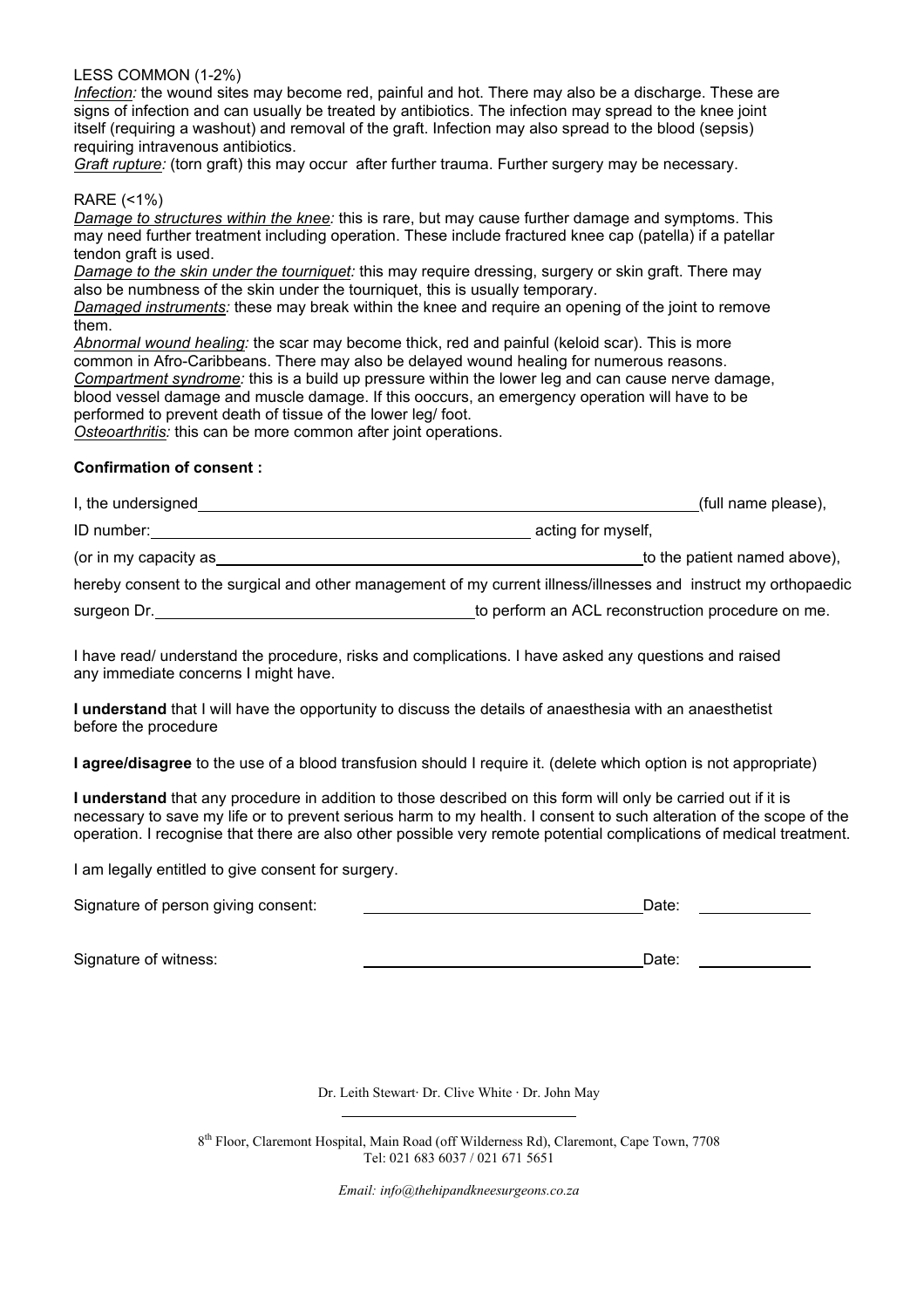LESS COMMON (1-2%)

*Infection:* the wound sites may become red, painful and hot. There may also be a discharge. These are signs of infection and can usually be treated by antibiotics. The infection may spread to the knee joint itself (requiring a washout) and removal of the graft. Infection may also spread to the blood (sepsis) requiring intravenous antibiotics.

*Graft rupture:* (torn graft) this may occur after further trauma. Further surgery may be necessary.

RARE (<1%)

*Damage to structures within the knee:* this is rare, but may cause further damage and symptoms. This may need further treatment including operation. These include fractured knee cap (patella) if a patellar tendon graft is used.

*Damage to the skin under the tourniquet:* this may require dressing, surgery or skin graft. There may also be numbness of the skin under the tourniquet, this is usually temporary.

*Damaged instruments:* these may break within the knee and require an opening of the joint to remove them.

*Abnormal wound healing:* the scar may become thick, red and painful (keloid scar). This is more common in Afro-Caribbeans. There may also be delayed wound healing for numerous reasons.

*Compartment syndrome:* this is a build up pressure within the lower leg and can cause nerve damage, blood vessel damage and muscle damage. If this ooccurs, an emergency operation will have to be performed to prevent death of tissue of the lower leg/ foot.

*Osteoarthritis:* this can be more common after joint operations.

**Confirmation of consent :**

I, the undersigned ______________________________ (full name please),

ID number: ______________________ acting for myself,

(or in my capacity as ______________________ to the patient named above),

hereby consent to the surgical and other management of my current illness/illnesses and instruct my orthopaedic surgeon Dr. ______________________ to perform an ACL reconstruction procedure on me.

I have read/ understand the procedure, risks and complications. I have asked any questions and raised any immediate concerns I might have.

**I understand** that I will have the opportunity to discuss the details of anaesthesia with an anaesthetist before the procedure

**I agree/disagree** to the use of a blood transfusion should I require it. (delete which option is not appropriate)

**I understand** that any procedure in addition to those described on this form will only be carried out if it is necessary to save my life or to prevent serious harm to my health. I consent to such alteration of the scope of the operation. I recognise that there are also other possible very remote potential complications of medical treatment.

I am legally entitled to give consent for surgery.

Signature of person giving consent: ______________________ Date: __________

Signature of witness: ______________________ Date: __________

Dr. Leith Stewart· Dr. Clive White · Dr. John May

8th Floor, Claremont Hospital, Main Road (off Wilderness Rd), Claremont, Cape Town, 7708
Tel: 021 683 6037 / 021 671 5651

*Email: info@thehipandkneesurgeons.co.za*